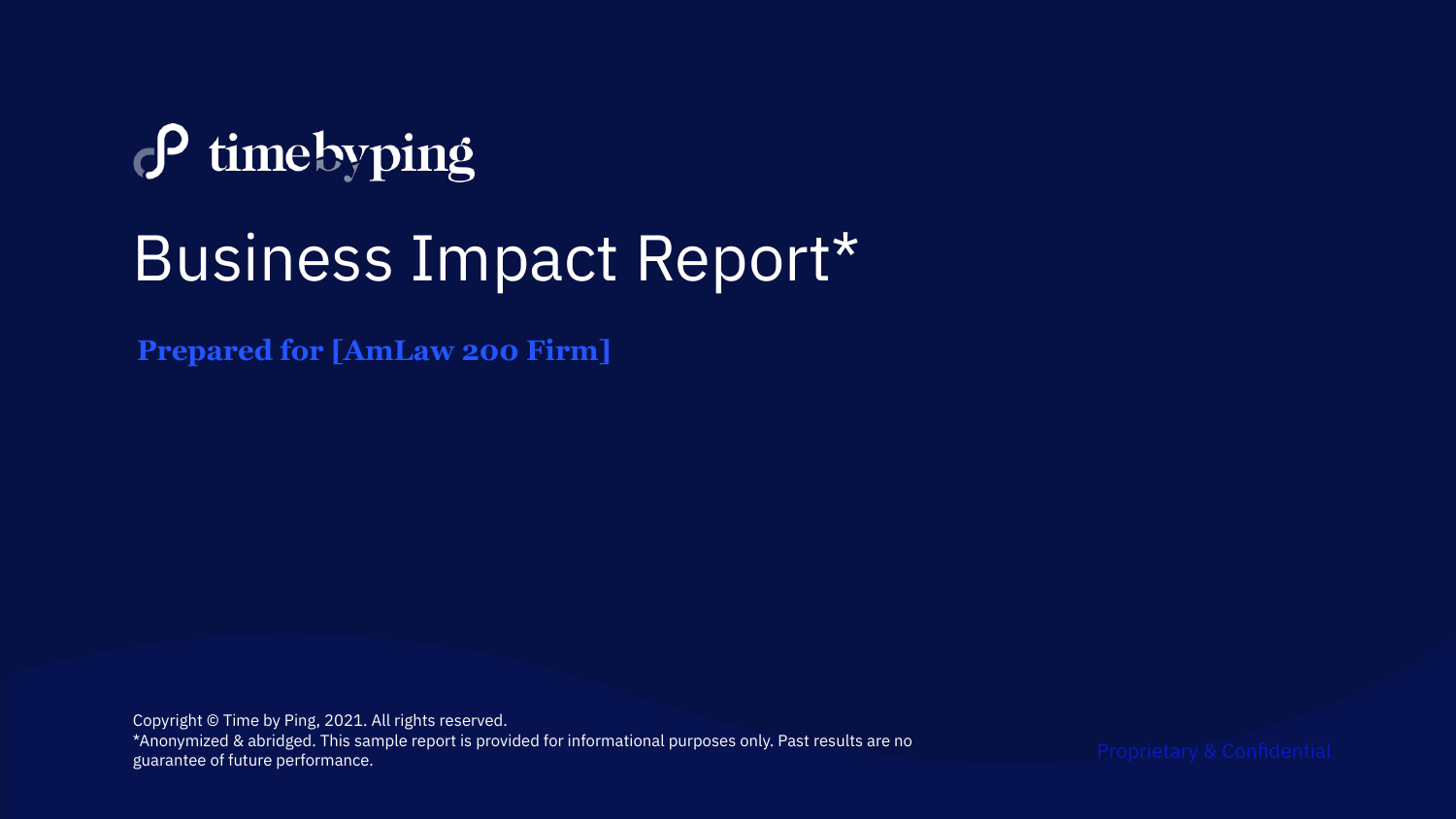timebyping

# Business Impact Report*

**Prepared for [AmLaw 200 Firm]**

Copyright © Time by Ping, 2021. All rights reserved.
*Anonymized & abridged. This sample report is provided for informational purposes only. Past results are no guarantee of future performance.

Proprietary & Confidential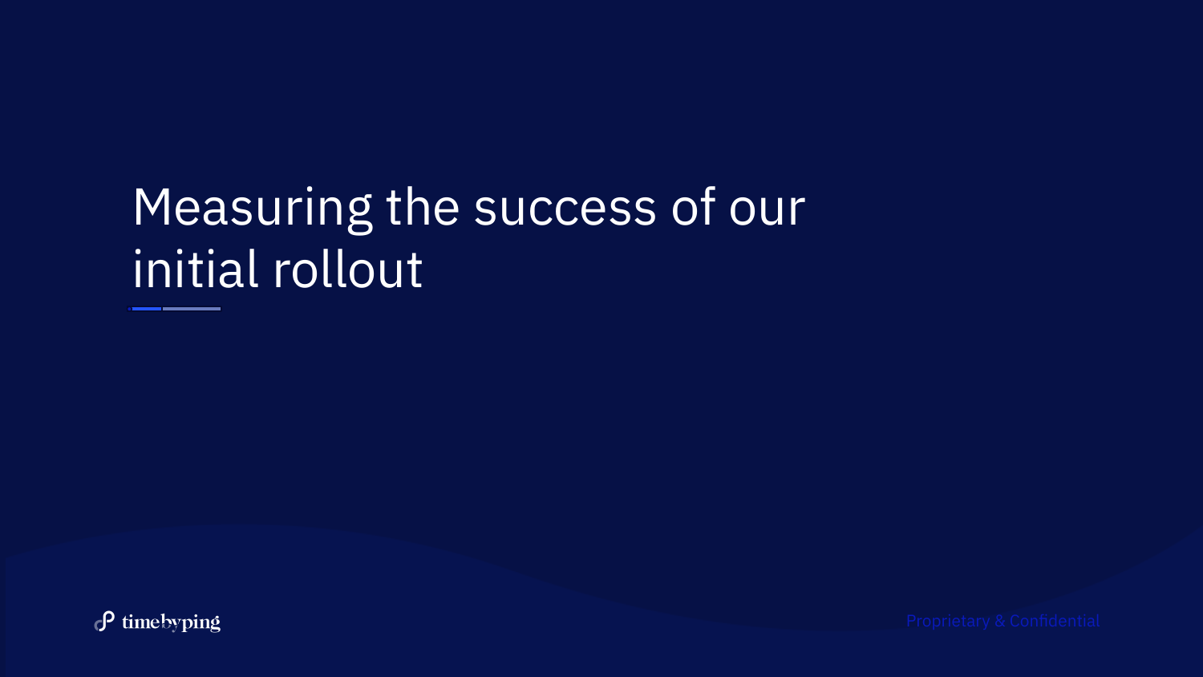# Measuring the success of our initial rollout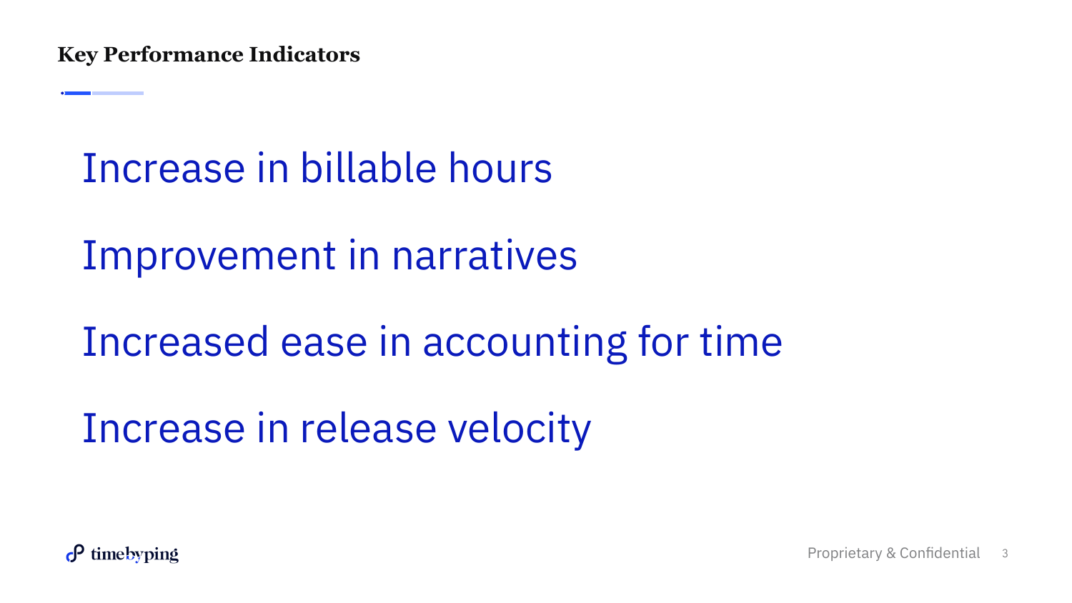## Key Performance Indicators

Increase in billable hours

Improvement in narratives

Increased ease in accounting for time

Increase in release velocity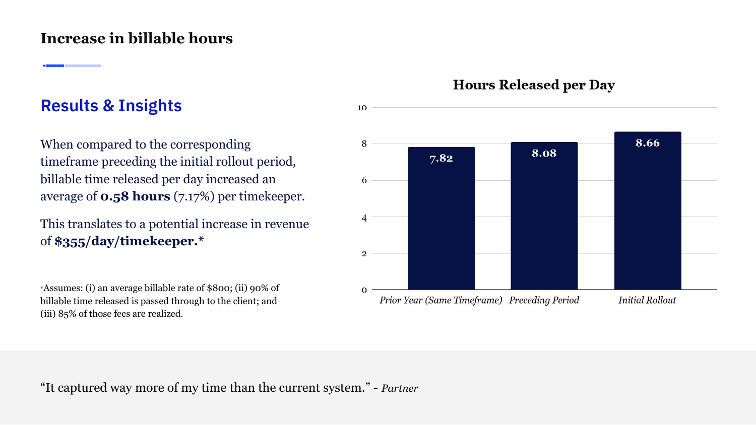# Increase in billable hours

## Results & Insights

When compared to the corresponding timeframe preceding the initial rollout period, billable time released per day increased an average of **0.58 hours** (7.17%) per timekeeper.

This translates to a potential increase in revenue of **$355/day/timekeeper.***

*Assumes: (i) an average billable rate of $800; (ii) 90% of billable time released is passed through to the client; and (iii) 85% of those fees are realized.

### Hours Released per Day

| Period | Hours Released per Day |
|---|---|
| *Prior Year (Same Timeframe)* | 7.82 |
| *Preceding Period* | 8.08 |
| *Initial Rollout* | 8.66 |

"It captured way more of my time than the current system." - *Partner*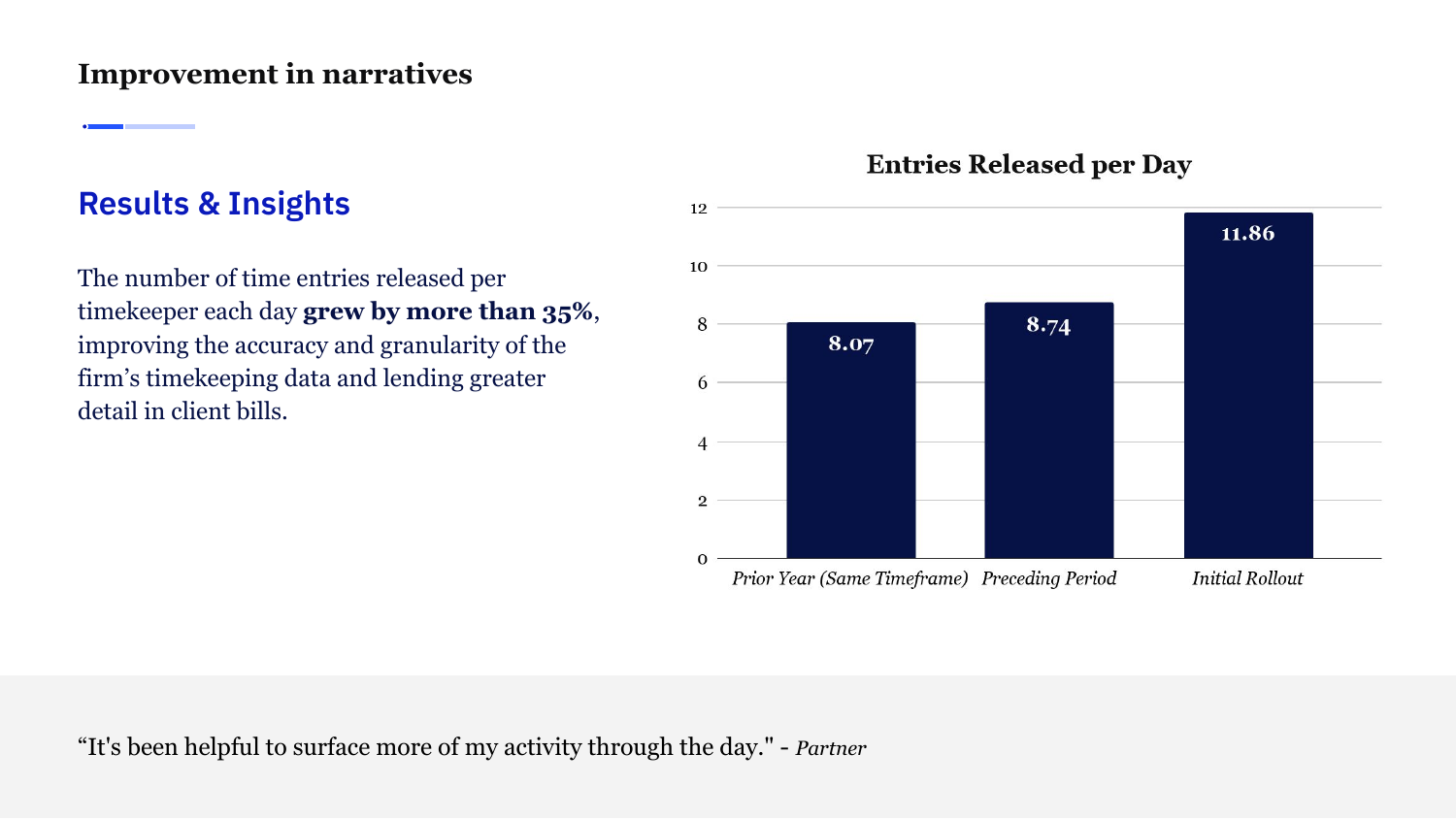# Improvement in narratives

## Results & Insights

The number of time entries released per timekeeper each day **grew by more than 35%**, improving the accuracy and granularity of the firm’s timekeeping data and lending greater detail in client bills.

**Entries Released per Day**

| Period | Entries Released per Day |
| --- | --- |
| *Prior Year (Same Timeframe)* | 8.07 |
| *Preceding Period* | 8.74 |
| *Initial Rollout* | 11.86 |

“It's been helpful to surface more of my activity through the day." - *Partner*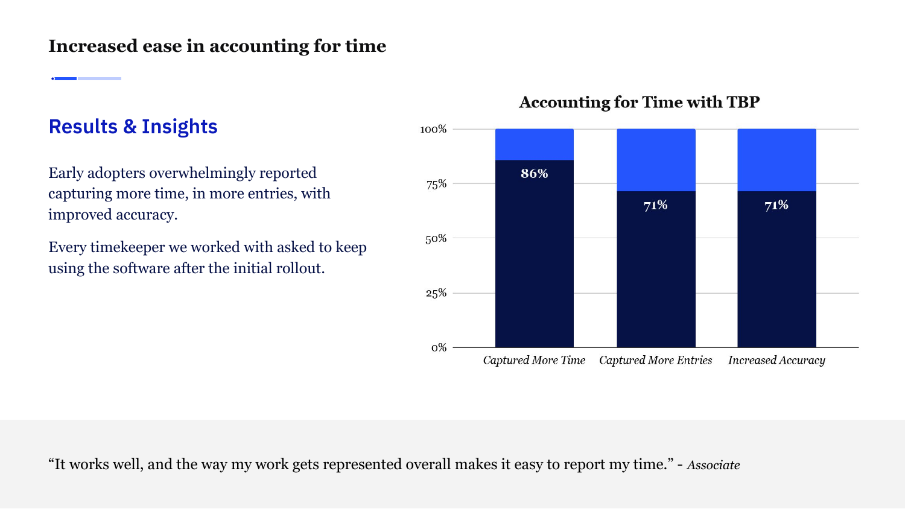# Increased ease in accounting for time

## Results & Insights

Early adopters overwhelmingly reported capturing more time, in more entries, with improved accuracy.

Every timekeeper we worked with asked to keep using the software after the initial rollout.

**Accounting for Time with TBP**

| | Captured More Time | Captured More Entries | Increased Accuracy |
|---|---|---|---|
| Percentage | 86% | 71% | 71% |

"It works well, and the way my work gets represented overall makes it easy to report my time." - *Associate*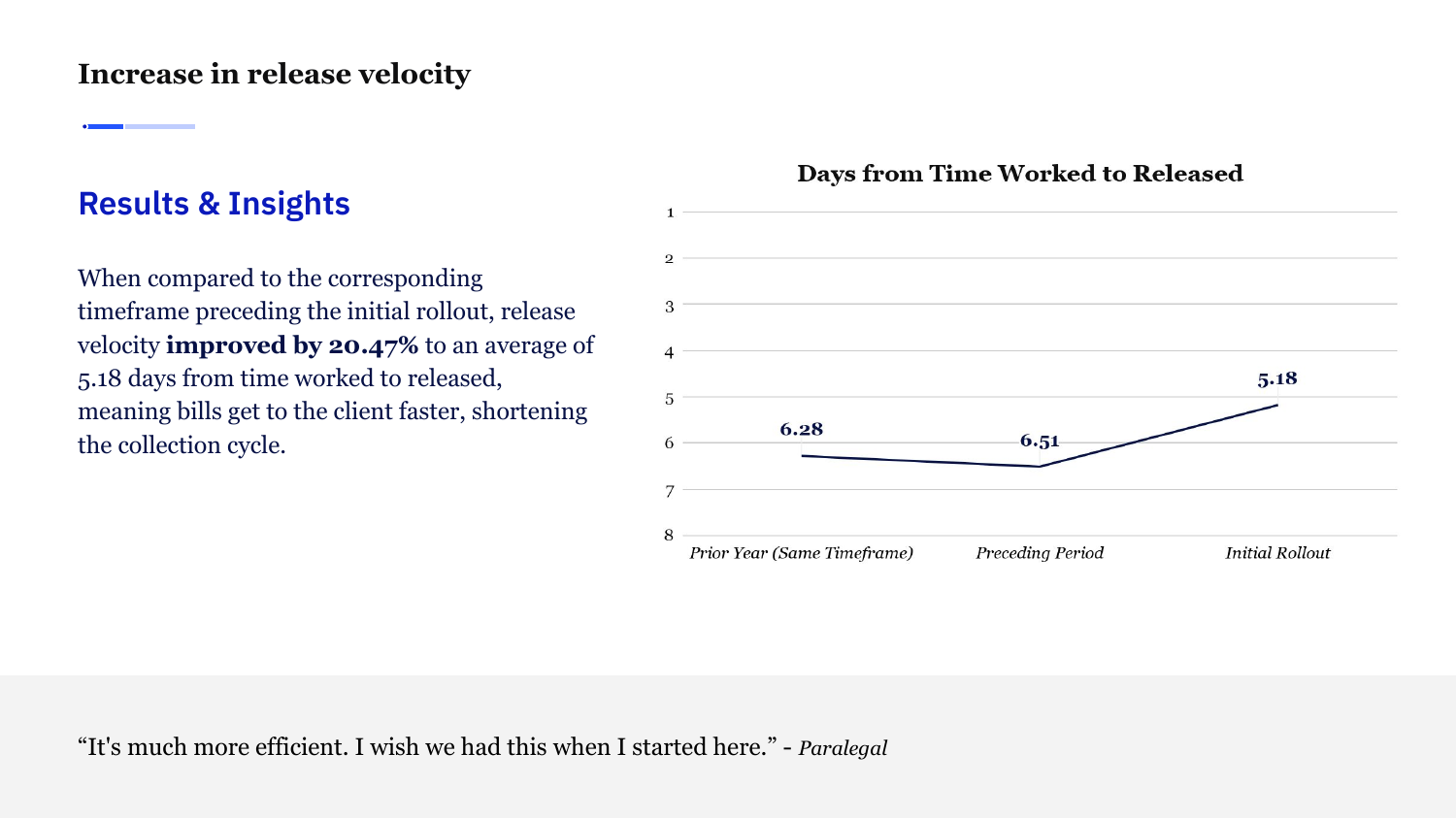# Increase in release velocity

## Results & Insights

When compared to the corresponding timeframe preceding the initial rollout, release velocity **improved by 20.47%** to an average of 5.18 days from time worked to released, meaning bills get to the client faster, shortening the collection cycle.

**Days from Time Worked to Released**

| Period | Days |
|---|---|
| *Prior Year (Same Timeframe)* | 6.28 |
| *Preceding Period* | 6.51 |
| *Initial Rollout* | 5.18 |

"It's much more efficient. I wish we had this when I started here." - *Paralegal*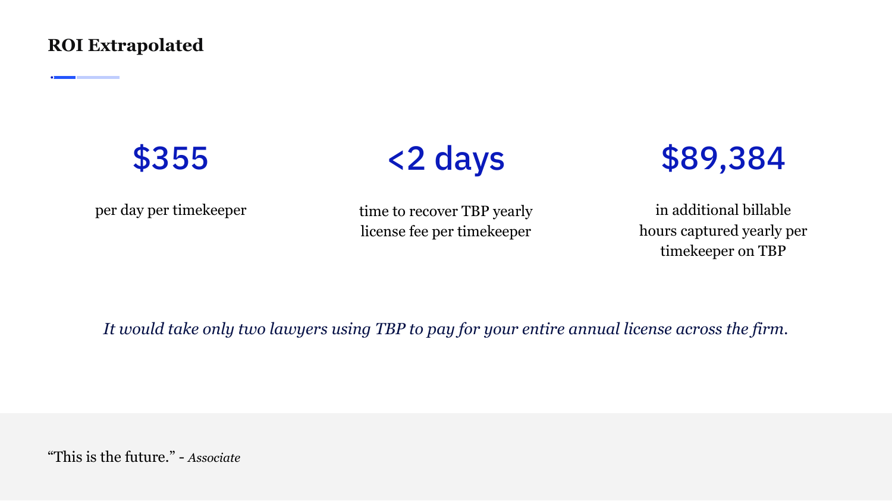## ROI Extrapolated

**$355**

per day per timekeeper

**<2 days**

time to recover TBP yearly license fee per timekeeper

**$89,384**

in additional billable hours captured yearly per timekeeper on TBP

*It would take only two lawyers using TBP to pay for your entire annual license across the firm.*

"This is the future." - *Associate*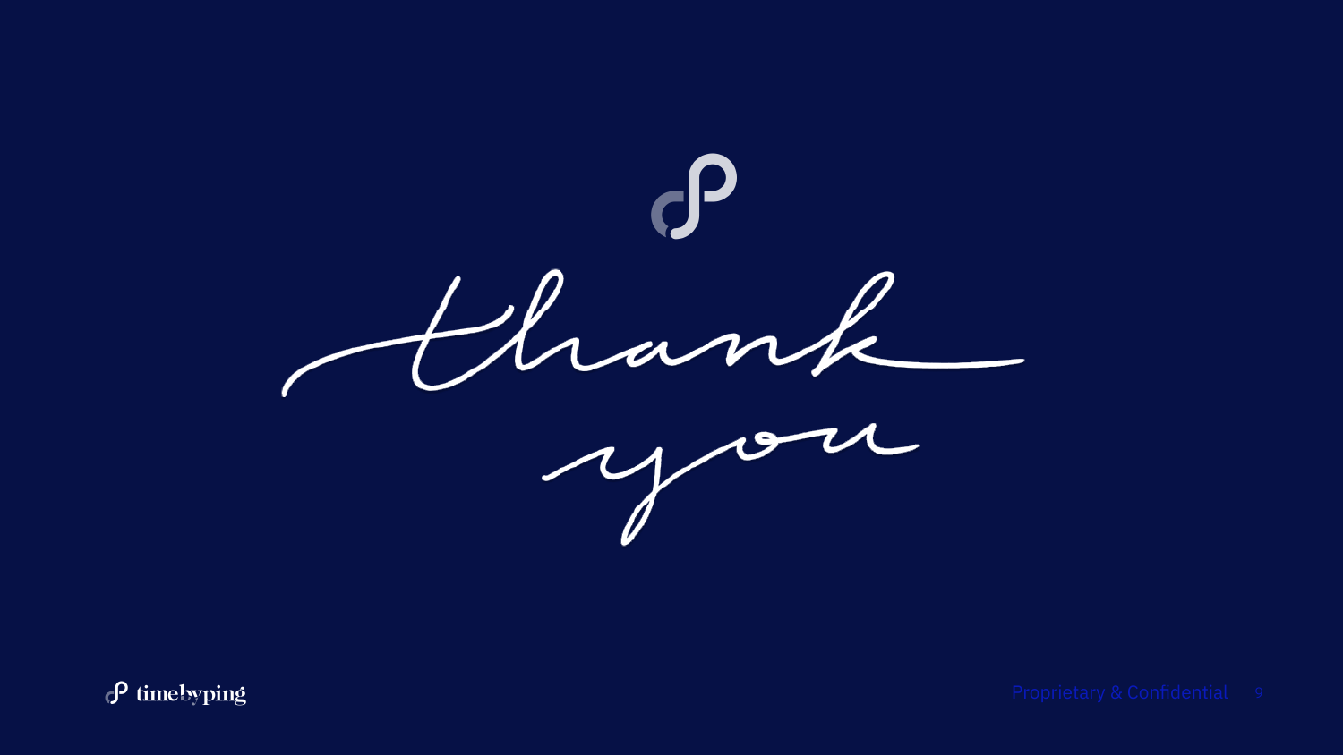thank you

timebyping

Proprietary & Confidential